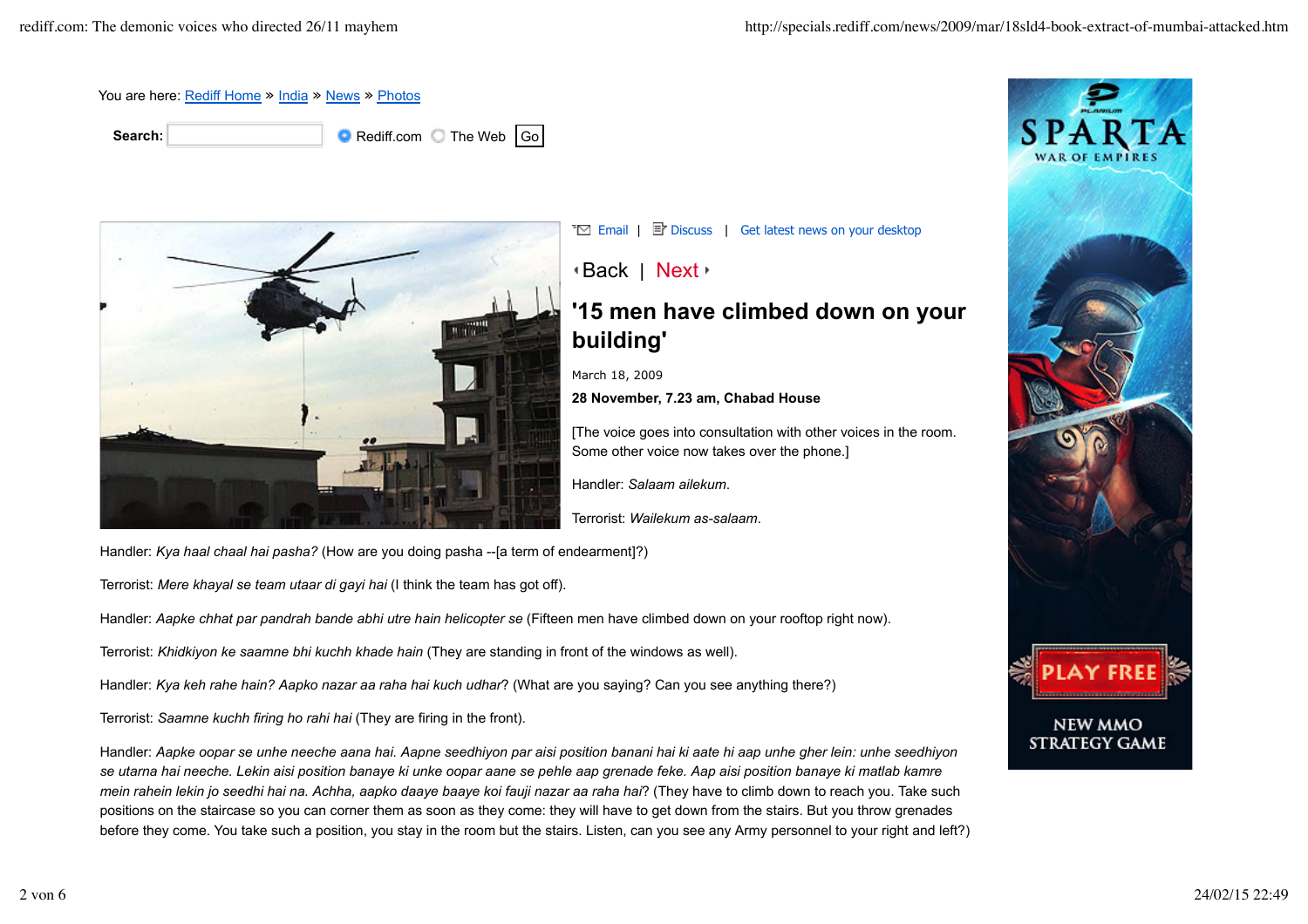You are here: Rediff Home » India » News » Photos

Search: Rediff.com The Web Go

Email | Discuss | Get latest news on your desktop

Back | Next

# '15 men have climbed down on your building'

March 18, 2009

**28 November, 7.23 am, Chabad House**

[The voice goes into consultation with other voices in the room. Some other voice now takes over the phone.]

Handler: *Salaam ailekum.*

Terrorist: *Wailekum as-salaam.*

Handler: *Kya haal chaal hai pasha?* (How are you doing pasha --[a term of endearment]?)

Terrorist: *Mere khayal se team utaar di gayi hai* (I think the team has got off).

Handler: *Aapke chhat par pandrah bande abhi utre hain helicopter se* (Fifteen men have climbed down on your rooftop right now).

Terrorist: *Khidkiyon ke saamne bhi kuchh khade hain* (They are standing in front of the windows as well).

Handler: *Kya keh rahe hain? Aapko nazar aa raha hai kuch udhar*? (What are you saying? Can you see anything there?)

Terrorist: *Saamne kuchh firing ho rahi hai* (They are firing in the front).

Handler: *Aapke oopar se unhe neeche aana hai. Aapne seedhiyon par aisi position banani hai ki aate hi aap unhe gher lein: unhe seedhiyon se utarna hai neeche. Lekin aisi position banaye ki unke oopar aane se pehle aap grenade feke. Aap aisi position banaye ki matlab kamre mein rahein lekin jo seedhi hai na. Achha, aapko daaye baaye koi fauji nazar aa raha hai*? (They have to climb down to reach you. Take such positions on the staircase so you can corner them as soon as they come: they will have to get down from the stairs. But you throw grenades before they come. You take such a position, you stay in the room but the stairs. Listen, can you see any Army personnel to your right and left?)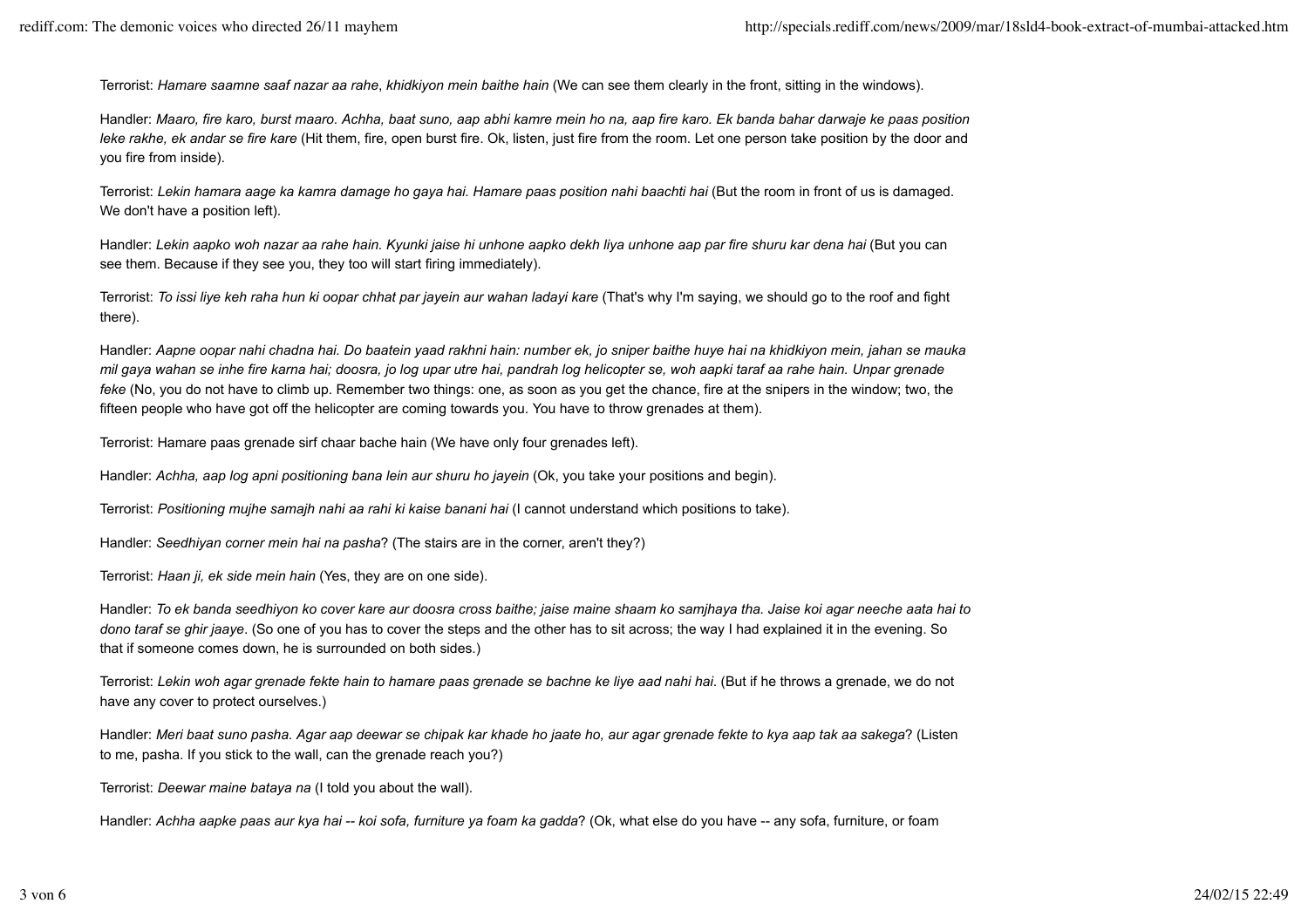Terrorist: *Hamare saamne saaf nazar aa rahe*, *khidkiyon mein baithe hain* (We can see them clearly in the front, sitting in the windows).

Handler: *Maaro, fire karo, burst maaro. Achha, baat suno, aap abhi kamre mein ho na, aap fire karo. Ek banda bahar darwaje ke paas position leke rakhe, ek andar se fire kare* (Hit them, fire, open burst fire. Ok, listen, just fire from the room. Let one person take position by the door and you fire from inside).

Terrorist: *Lekin hamara aage ka kamra damage ho gaya hai. Hamare paas position nahi baachti hai* (But the room in front of us is damaged. We don't have a position left).

Handler: *Lekin aapko woh nazar aa rahe hain. Kyunki jaise hi unhone aapko dekh liya unhone aap par fire shuru kar dena hai* (But you can see them. Because if they see you, they too will start firing immediately).

Terrorist: *To issi liye keh raha hun ki oopar chhat par jayein aur wahan ladayi kare* (That's why I'm saying, we should go to the roof and fight there).

Handler: *Aapne oopar nahi chadna hai. Do baatein yaad rakhni hain: number ek, jo sniper baithe huye hai na khidkiyon mein, jahan se mauka mil gaya wahan se inhe fire karna hai; doosra, jo log upar utre hai, pandrah log helicopter se, woh aapki taraf aa rahe hain. Unpar grenade feke* (No, you do not have to climb up. Remember two things: one, as soon as you get the chance, fire at the snipers in the window; two, the fifteen people who have got off the helicopter are coming towards you. You have to throw grenades at them).

Terrorist: Hamare paas grenade sirf chaar bache hain (We have only four grenades left).

Handler: *Achha, aap log apni positioning bana lein aur shuru ho jayein* (Ok, you take your positions and begin).

Terrorist: *Positioning mujhe samajh nahi aa rahi ki kaise banani hai* (I cannot understand which positions to take).

Handler: *Seedhiyan corner mein hai na pasha*? (The stairs are in the corner, aren't they?)

Terrorist: *Haan ji, ek side mein hain* (Yes, they are on one side).

Handler: *To ek banda seedhiyon ko cover kare aur doosra cross baithe; jaise maine shaam ko samjhaya tha. Jaise koi agar neeche aata hai to dono taraf se ghir jaaye*. (So one of you has to cover the steps and the other has to sit across; the way I had explained it in the evening. So that if someone comes down, he is surrounded on both sides.)

Terrorist: *Lekin woh agar grenade fekte hain to hamare paas grenade se bachne ke liye aad nahi hai*. (But if he throws a grenade, we do not have any cover to protect ourselves.)

Handler: *Meri baat suno pasha. Agar aap deewar se chipak kar khade ho jaate ho, aur agar grenade fekte to kya aap tak aa sakega*? (Listen to me, pasha. If you stick to the wall, can the grenade reach you?)

Terrorist: *Deewar maine bataya na* (I told you about the wall).

Handler: *Achha aapke paas aur kya hai -- koi sofa, furniture ya foam ka gadda*? (Ok, what else do you have -- any sofa, furniture, or foam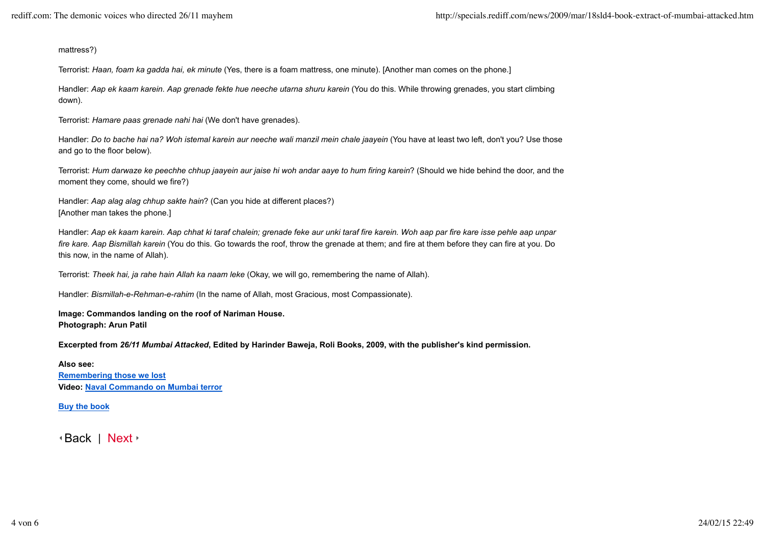mattress?)

Terrorist: *Haan, foam ka gadda hai, ek minute* (Yes, there is a foam mattress, one minute). [Another man comes on the phone.]

Handler: *Aap ek kaam karein. Aap grenade fekte hue neeche utarna shuru karein* (You do this. While throwing grenades, you start climbing down).

Terrorist: *Hamare paas grenade nahi hai* (We don't have grenades).

Handler: *Do to bache hai na? Woh istemal karein aur neeche wali manzil mein chale jaayein* (You have at least two left, don't you? Use those and go to the floor below).

Terrorist: *Hum darwaze ke peechhe chhup jaayein aur jaise hi woh andar aaye to hum firing karein*? (Should we hide behind the door, and the moment they come, should we fire?)

Handler: *Aap alag alag chhup sakte hain*? (Can you hide at different places?)
[Another man takes the phone.]

Handler: *Aap ek kaam karein. Aap chhat ki taraf chalein; grenade feke aur unki taraf fire karein. Woh aap par fire kare isse pehle aap unpar fire kare. Aap Bismillah karein* (You do this. Go towards the roof, throw the grenade at them; and fire at them before they can fire at you. Do this now, in the name of Allah).

Terrorist: *Theek hai, ja rahe hain Allah ka naam leke* (Okay, we will go, remembering the name of Allah).

Handler: *Bismillah-e-Rehman-e-rahim* (In the name of Allah, most Gracious, most Compassionate).

**Image: Commandos landing on the roof of Nariman House.**
**Photograph: Arun Patil**

**Excerpted from *26/11 Mumbai Attacked*, Edited by Harinder Baweja, Roli Books, 2009, with the publisher's kind permission.**

**Also see:**
**Remembering those we lost**
**Video: Naval Commando on Mumbai terror**

**Buy the book**

Back | Next